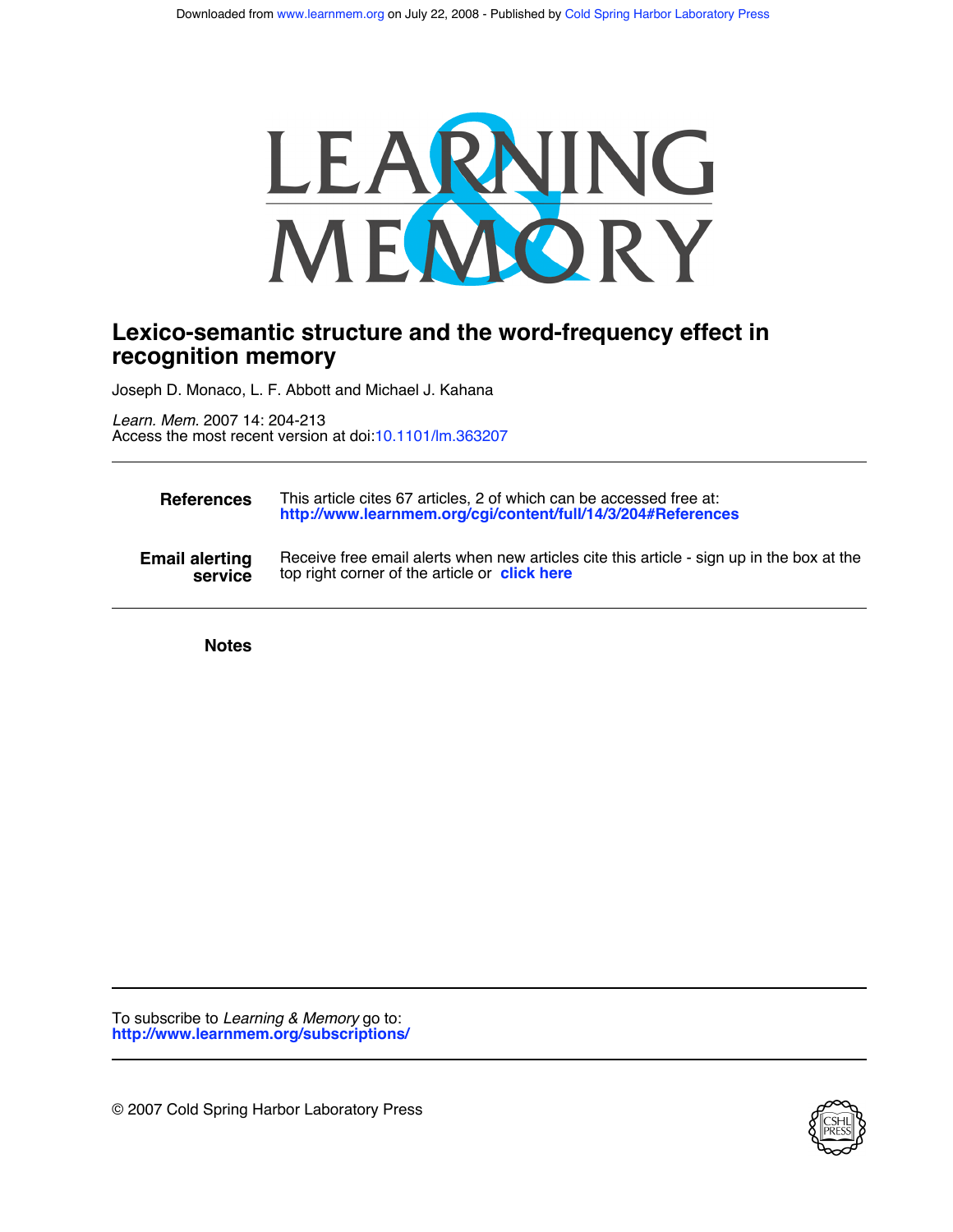Downloaded from www.learnmem.org on July 22, 2008 - Published by Cold Spring Harbor Laboratory Press

# LEARNING & MEMORY

## Lexico-semantic structure and the word-frequency effect in recognition memory

Joseph D. Monaco, L. F. Abbott and Michael J. Kahana

*Learn. Mem.* 2007 14: 204-213
Access the most recent version at doi:10.1101/lm.363207

| | |
|---|---|
| **References** | This article cites 67 articles, 2 of which can be accessed free at: **http://www.learnmem.org/cgi/content/full/14/3/204#References** |
| **Email alerting service** | Receive free email alerts when new articles cite this article - sign up in the box at the top right corner of the article or **click here** |

**Notes**

To subscribe to *Learning & Memory* go to:
**http://www.learnmem.org/subscriptions/**

© 2007 Cold Spring Harbor Laboratory Press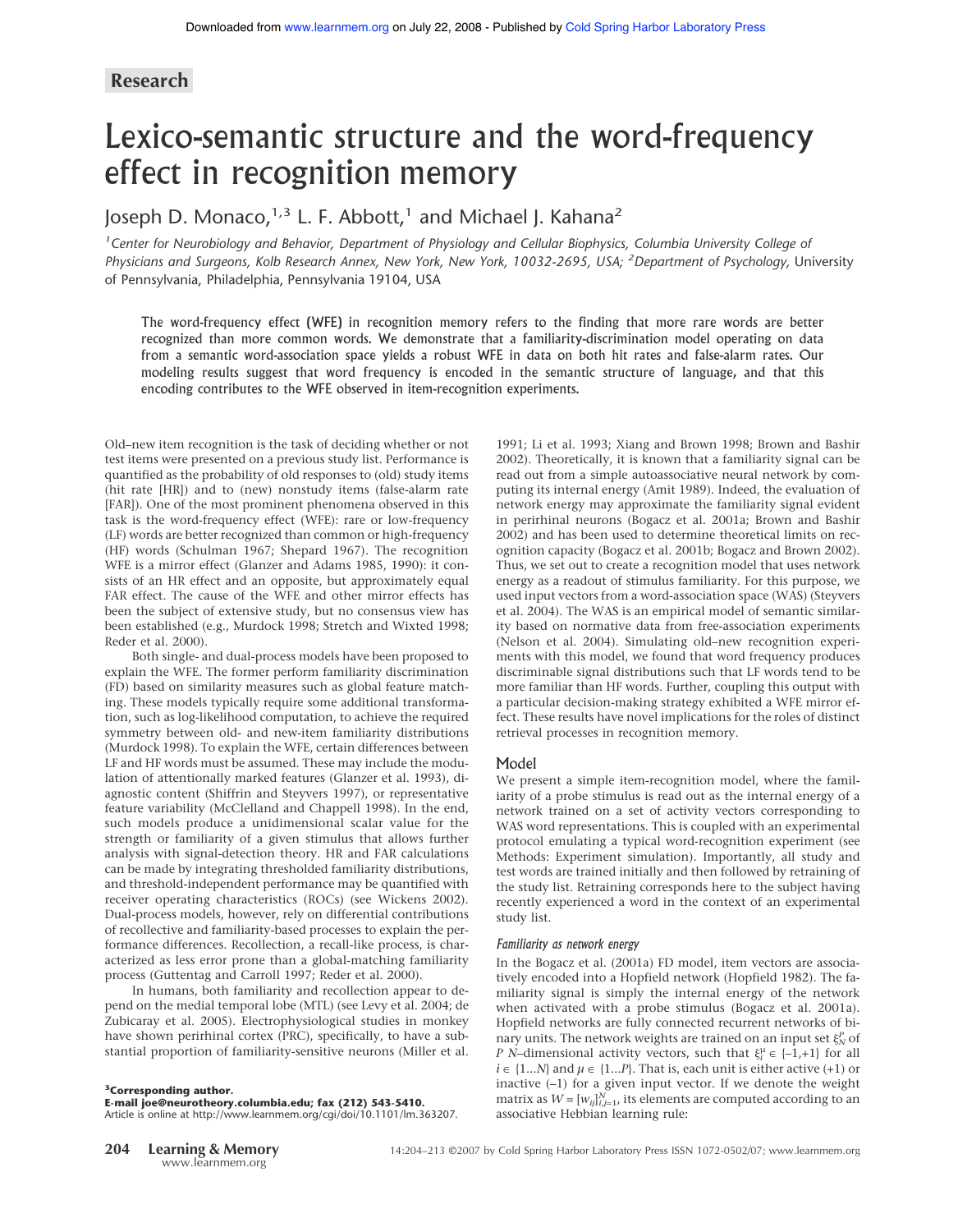## Research

# Lexico-semantic structure and the word-frequency effect in recognition memory

Joseph D. Monaco,[1,3] L. F. Abbott,[1] and Michael J. Kahana[2]

[1]Center for Neurobiology and Behavior, Department of Physiology and Cellular Biophysics, Columbia University College of Physicians and Surgeons, Kolb Research Annex, New York, New York, 10032-2695, USA; [2]Department of Psychology, University of Pennsylvania, Philadelphia, Pennsylvania 19104, USA

**The word-frequency effect (WFE) in recognition memory refers to the finding that more rare words are better recognized than more common words. We demonstrate that a familiarity-discrimination model operating on data from a semantic word-association space yields a robust WFE in data on both hit rates and false-alarm rates. Our modeling results suggest that word frequency is encoded in the semantic structure of language, and that this encoding contributes to the WFE observed in item-recognition experiments.**

Old–new item recognition is the task of deciding whether or not test items were presented on a previous study list. Performance is quantified as the probability of old responses to (old) study items (hit rate [HR]) and to (new) nonstudy items (false-alarm rate [FAR]). One of the most prominent phenomena observed in this task is the word-frequency effect (WFE): rare or low-frequency (LF) words are better recognized than common or high-frequency (HF) words (Schulman 1967; Shepard 1967). The recognition WFE is a mirror effect (Glanzer and Adams 1985, 1990): it consists of an HR effect and an opposite, but approximately equal FAR effect. The cause of the WFE and other mirror effects has been the subject of extensive study, but no consensus view has been established (e.g., Murdock 1998; Stretch and Wixted 1998; Reder et al. 2000).

Both single- and dual-process models have been proposed to explain the WFE. The former perform familiarity discrimination (FD) based on similarity measures such as global feature matching. These models typically require some additional transformation, such as log-likelihood computation, to achieve the required symmetry between old- and new-item familiarity distributions (Murdock 1998). To explain the WFE, certain differences between LF and HF words must be assumed. These may include the modulation of attentionally marked features (Glanzer et al. 1993), diagnostic content (Shiffrin and Steyvers 1997), or representative feature variability (McClelland and Chappell 1998). In the end, such models produce a unidimensional scalar value for the strength or familiarity of a given stimulus that allows further analysis with signal-detection theory. HR and FAR calculations can be made by integrating thresholded familiarity distributions, and threshold-independent performance may be quantified with receiver operating characteristics (ROCs) (see Wickens 2002). Dual-process models, however, rely on differential contributions of recollective and familiarity-based processes to explain the performance differences. Recollection, a recall-like process, is characterized as less error prone than a global-matching familiarity process (Guttentag and Carroll 1997; Reder et al. 2000).

In humans, both familiarity and recollection appear to depend on the medial temporal lobe (MTL) (see Levy et al. 2004; de Zubicaray et al. 2005). Electrophysiological studies in monkey have shown perirhinal cortex (PRC), specifically, to have a substantial proportion of familiarity-sensitive neurons (Miller et al. 1991; Li et al. 1993; Xiang and Brown 1998; Brown and Bashir 2002). Theoretically, it is known that a familiarity signal can be read out from a simple autoassociative neural network by computing its internal energy (Amit 1989). Indeed, the evaluation of network energy may approximate the familiarity signal evident in perirhinal neurons (Bogacz et al. 2001a; Brown and Bashir 2002) and has been used to determine theoretical limits on recognition capacity (Bogacz et al. 2001b; Bogacz and Brown 2002). Thus, we set out to create a recognition model that uses network energy as a readout of stimulus familiarity. For this purpose, we used input vectors from a word-association space (WAS) (Steyvers et al. 2004). The WAS is an empirical model of semantic similarity based on normative data from free-association experiments (Nelson et al. 2004). Simulating old–new recognition experiments with this model, we found that word frequency produces discriminable signal distributions such that LF words tend to be more familiar than HF words. Further, coupling this output with a particular decision-making strategy exhibited a WFE mirror effect. These results have novel implications for the roles of distinct retrieval processes in recognition memory.

## Model

We present a simple item-recognition model, where the familiarity of a probe stimulus is read out as the internal energy of a network trained on a set of activity vectors corresponding to WAS word representations. This is coupled with an experimental protocol emulating a typical word-recognition experiment (see Methods: Experiment simulation). Importantly, all study and test words are trained initially and then followed by retraining of the study list. Retraining corresponds here to the subject having recently experienced a word in the context of an experimental study list.

### *Familiarity as network energy*

In the Bogacz et al. (2001a) FD model, item vectors are associatively encoded into a Hopfield network (Hopfield 1982). The familiarity signal is simply the internal energy of the network when activated with a probe stimulus (Bogacz et al. 2001a). Hopfield networks are fully connected recurrent networks of binary units. The network weights are trained on an input set $\xi_N^P$ of $P$ $N$–dimensional activity vectors, such that $\xi_i^\mu \in \{-1,+1\}$ for all $i \in \{1...N\}$ and $\mu \in \{1...P\}$. That is, each unit is either active (+1) or inactive (–1) for a given input vector. If we denote the weight matrix as $W = [w_{ij}]_{i,j=1}^N$, its elements are computed according to an associative Hebbian learning rule:

[3]Corresponding author.
**E-mail joe@neurotheory.columbia.edu; fax (212) 543-5410.**
Article is online at http://www.learnmem.org/cgi/doi/10.1101/lm.363207.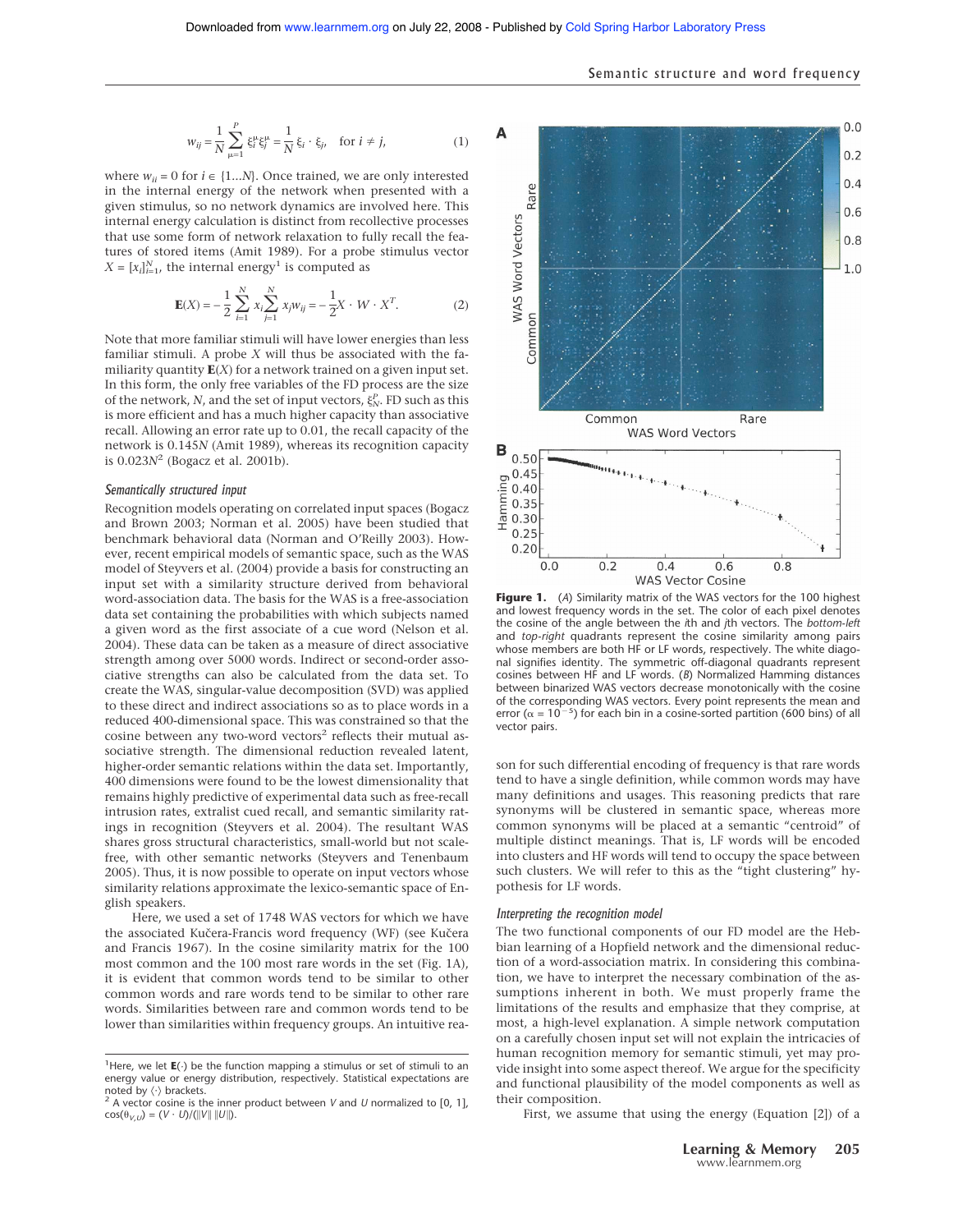$$w_{ij} = \frac{1}{N}\sum_{\mu=1}^{P} \xi_i^{\mu}\xi_j^{\mu} = \frac{1}{N}\xi_i \cdot \xi_j, \quad \text{for } i \neq j, \tag{1}$$

where $w_{ii} = 0$ for $i \in \{1...N\}$. Once trained, we are only interested in the internal energy of the network when presented with a given stimulus, so no network dynamics are involved here. This internal energy calculation is distinct from recollective processes that use some form of network relaxation to fully recall the features of stored items (Amit 1989). For a probe stimulus vector $X = [x_i]_{i=1}^{N}$, the internal energy[1] is computed as

$$\mathbf{E}(X) = -\frac{1}{2}\sum_{i=1}^{N} x_i \sum_{j=1}^{N} x_j w_{ij} = -\frac{1}{2} X \cdot W \cdot X^T. \tag{2}$$

Note that more familiar stimuli will have lower energies than less familiar stimuli. A probe $X$ will thus be associated with the familiarity quantity $\mathbf{E}(X)$ for a network trained on a given input set. In this form, the only free variables of the FD process are the size of the network, $N$, and the set of input vectors, $\xi_N^P$. FD such as this is more efficient and has a much higher capacity than associative recall. Allowing an error rate up to 0.01, the recall capacity of the network is $0.145N$ (Amit 1989), whereas its recognition capacity is $0.023N^2$ (Bogacz et al. 2001b).

### *Semantically structured input*

Recognition models operating on correlated input spaces (Bogacz and Brown 2003; Norman et al. 2005) have been studied that benchmark behavioral data (Norman and O'Reilly 2003). However, recent empirical models of semantic space, such as the WAS model of Steyvers et al. (2004) provide a basis for constructing an input set with a similarity structure derived from behavioral word-association data. The basis for the WAS is a free-association data set containing the probabilities with which subjects named a given word as the first associate of a cue word (Nelson et al. 2004). These data can be taken as a measure of direct associative strength among over 5000 words. Indirect or second-order associative strengths can also be calculated from the data set. To create the WAS, singular-value decomposition (SVD) was applied to these direct and indirect associations so as to place words in a reduced 400-dimensional space. This was constrained so that the cosine between any two-word vectors[2] reflects their mutual associative strength. The dimensional reduction revealed latent, higher-order semantic relations within the data set. Importantly, 400 dimensions were found to be the lowest dimensionality that remains highly predictive of experimental data such as free-recall intrusion rates, extralist cued recall, and semantic similarity ratings in recognition (Steyvers et al. 2004). The resultant WAS shares gross structural characteristics, small-world but not scale-free, with other semantic networks (Steyvers and Tenenbaum 2005). Thus, it is now possible to operate on input vectors whose similarity relations approximate the lexico-semantic space of English speakers.

Here, we used a set of 1748 WAS vectors for which we have the associated Kučera-Francis word frequency (WF) (see Kučera and Francis 1967). In the cosine similarity matrix for the 100 most common and the 100 most rare words in the set (Fig. 1A), it is evident that common words tend to be similar to other common words and rare words tend to be similar to other rare words. Similarities between rare and common words tend to be lower than similarities within frequency groups. An intuitive reason for such differential encoding of frequency is that rare words tend to have a single definition, while common words may have many definitions and usages. This reasoning predicts that rare synonyms will be clustered in semantic space, whereas more common synonyms will be placed at a semantic "centroid" of multiple distinct meanings. That is, LF words will be encoded into clusters and HF words will tend to occupy the space between such clusters. We will refer to this as the "tight clustering" hypothesis for LF words.

**Figure 1.** (*A*) Similarity matrix of the WAS vectors for the 100 highest and lowest frequency words in the set. The color of each pixel denotes the cosine of the angle between the *i*th and *j*th vectors. The *bottom-left* and *top-right* quadrants represent the cosine similarity among pairs whose members are both HF or LF words, respectively. The white diagonal signifies identity. The symmetric off-diagonal quadrants represent cosines between HF and LF words. (*B*) Normalized Hamming distances between binarized WAS vectors decrease monotonically with the cosine of the corresponding WAS vectors. Every point represents the mean and error ($\alpha = 10^{-5}$) for each bin in a cosine-sorted partition (600 bins) of all vector pairs.

### *Interpreting the recognition model*

The two functional components of our FD model are the Hebbian learning of a Hopfield network and the dimensional reduction of a word-association matrix. In considering this combination, we have to interpret the necessary combination of the assumptions inherent in both. We must properly frame the limitations of the results and emphasize that they comprise, at most, a high-level explanation. A simple network computation on a carefully chosen input set will not explain the intricacies of human recognition memory for semantic stimuli, yet may provide insight into some aspect thereof. We argue for the specificity and functional plausibility of the model components as well as their composition.

First, we assume that using the energy (Equation [2]) of a

---

[1] Here, we let $\mathbf{E}(\cdot)$ be the function mapping a stimulus or set of stimuli to an energy value or energy distribution, respectively. Statistical expectations are noted by $\langle\cdot\rangle$ brackets.

[2] A vector cosine is the inner product between $V$ and $U$ normalized to [0, 1], $\cos(\theta_{V,U}) = (V \cdot U)/(\|V\|\,\|U\|)$.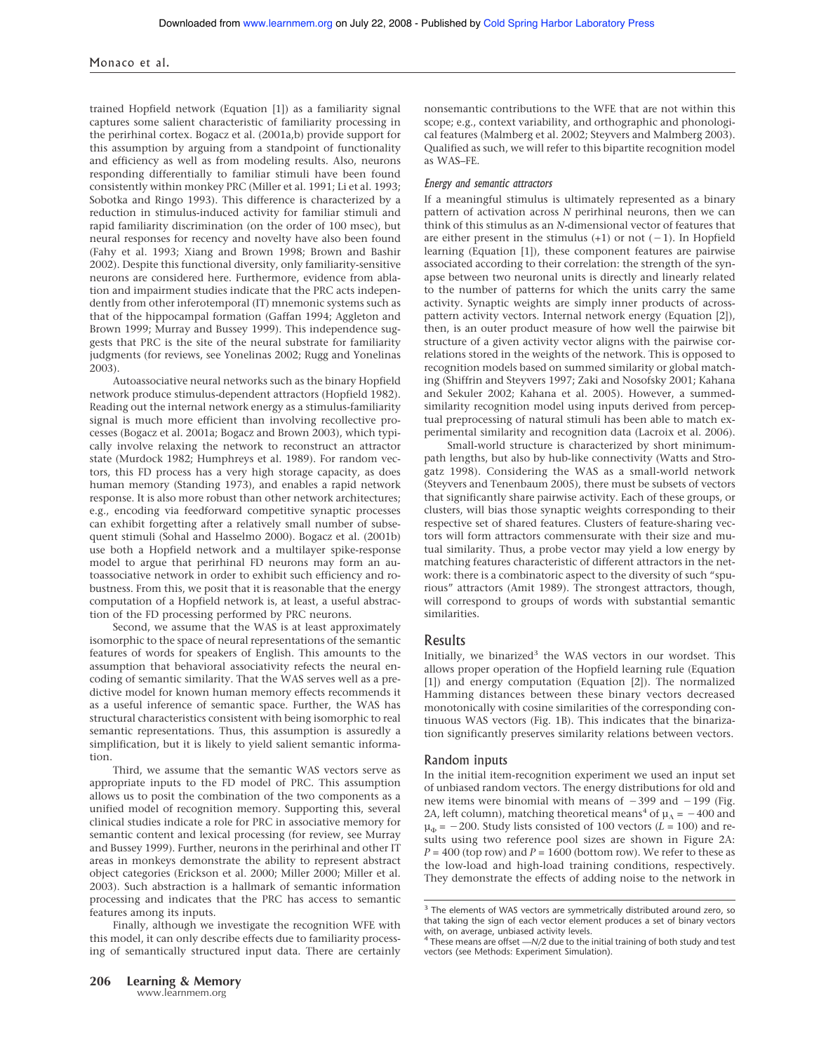trained Hopfield network (Equation [1]) as a familiarity signal captures some salient characteristic of familiarity processing in the perirhinal cortex. Bogacz et al. (2001a,b) provide support for this assumption by arguing from a standpoint of functionality and efficiency as well as from modeling results. Also, neurons responding differentially to familiar stimuli have been found consistently within monkey PRC (Miller et al. 1991; Li et al. 1993; Sobotka and Ringo 1993). This difference is characterized by a reduction in stimulus-induced activity for familiar stimuli and rapid familiarity discrimination (on the order of 100 msec), but neural responses for recency and novelty have also been found (Fahy et al. 1993; Xiang and Brown 1998; Brown and Bashir 2002). Despite this functional diversity, only familiarity-sensitive neurons are considered here. Furthermore, evidence from ablation and impairment studies indicate that the PRC acts independently from other inferotemporal (IT) mnemonic systems such as that of the hippocampal formation (Gaffan 1994; Aggleton and Brown 1999; Murray and Bussey 1999). This independence suggests that PRC is the site of the neural substrate for familiarity judgments (for reviews, see Yonelinas 2002; Rugg and Yonelinas 2003).

Autoassociative neural networks such as the binary Hopfield network produce stimulus-dependent attractors (Hopfield 1982). Reading out the internal network energy as a stimulus-familiarity signal is much more efficient than involving recollective processes (Bogacz et al. 2001a; Bogacz and Brown 2003), which typically involve relaxing the network to reconstruct an attractor state (Murdock 1982; Humphreys et al. 1989). For random vectors, this FD process has a very high storage capacity, as does human memory (Standing 1973), and enables a rapid network response. It is also more robust than other network architectures; e.g., encoding via feedforward competitive synaptic processes can exhibit forgetting after a relatively small number of subsequent stimuli (Sohal and Hasselmo 2000). Bogacz et al. (2001b) use both a Hopfield network and a multilayer spike-response model to argue that perirhinal FD neurons may form an autoassociative network in order to exhibit such efficiency and robustness. From this, we posit that it is reasonable that the energy computation of a Hopfield network is, at least, a useful abstraction of the FD processing performed by PRC neurons.

Second, we assume that the WAS is at least approximately isomorphic to the space of neural representations of the semantic features of words for speakers of English. This amounts to the assumption that behavioral associativity refects the neural encoding of semantic similarity. That the WAS serves well as a predictive model for known human memory effects recommends it as a useful inference of semantic space. Further, the WAS has structural characteristics consistent with being isomorphic to real semantic representations. Thus, this assumption is assuredly a simplification, but it is likely to yield salient semantic information.

Third, we assume that the semantic WAS vectors serve as appropriate inputs to the FD model of PRC. This assumption allows us to posit the combination of the two components as a unified model of recognition memory. Supporting this, several clinical studies indicate a role for PRC in associative memory for semantic content and lexical processing (for review, see Murray and Bussey 1999). Further, neurons in the perirhinal and other IT areas in monkeys demonstrate the ability to represent abstract object categories (Erickson et al. 2000; Miller 2000; Miller et al. 2003). Such abstraction is a hallmark of semantic information processing and indicates that the PRC has access to semantic features among its inputs.

Finally, although we investigate the recognition WFE with this model, it can only describe effects due to familiarity processing of semantically structured input data. There are certainly nonsemantic contributions to the WFE that are not within this scope; e.g., context variability, and orthographic and phonological features (Malmberg et al. 2002; Steyvers and Malmberg 2003). Qualified as such, we will refer to this bipartite recognition model as WAS–FE.

### *Energy and semantic attractors*

If a meaningful stimulus is ultimately represented as a binary pattern of activation across *N* perirhinal neurons, then we can think of this stimulus as an *N*-dimensional vector of features that are either present in the stimulus (+1) or not (−1). In Hopfield learning (Equation [1]), these component features are pairwise associated according to their correlation: the strength of the synapse between two neuronal units is directly and linearly related to the number of patterns for which the units carry the same activity. Synaptic weights are simply inner products of across-pattern activity vectors. Internal network energy (Equation [2]), then, is an outer product measure of how well the pairwise bit structure of a given activity vector aligns with the pairwise correlations stored in the weights of the network. This is opposed to recognition models based on summed similarity or global matching (Shiffrin and Steyvers 1997; Zaki and Nosofsky 2001; Kahana and Sekuler 2002; Kahana et al. 2005). However, a summed-similarity recognition model using inputs derived from perceptual preprocessing of natural stimuli has been able to match experimental similarity and recognition data (Lacroix et al. 2006).

Small-world structure is characterized by short minimum-path lengths, but also by hub-like connectivity (Watts and Strogatz 1998). Considering the WAS as a small-world network (Steyvers and Tenenbaum 2005), there must be subsets of vectors that significantly share pairwise activity. Each of these groups, or clusters, will bias those synaptic weights corresponding to their respective set of shared features. Clusters of feature-sharing vectors will form attractors commensurate with their size and mutual similarity. Thus, a probe vector may yield a low energy by matching features characteristic of different attractors in the network: there is a combinatoric aspect to the diversity of such "spurious" attractors (Amit 1989). The strongest attractors, though, will correspond to groups of words with substantial semantic similarities.

## Results

Initially, we binarized[3] the WAS vectors in our wordset. This allows proper operation of the Hopfield learning rule (Equation [1]) and energy computation (Equation [2]). The normalized Hamming distances between these binary vectors decreased monotonically with cosine similarities of the corresponding continuous WAS vectors (Fig. 1B). This indicates that the binarization significantly preserves similarity relations between vectors.

### Random inputs

In the initial item-recognition experiment we used an input set of unbiased random vectors. The energy distributions for old and new items were binomial with means of −399 and −199 (Fig. 2A, left column), matching theoretical means[4] of $\mu_\Lambda = -400$ and $\mu_\Phi = -200$. Study lists consisted of 100 vectors ($L = 100$) and results using two reference pool sizes are shown in Figure 2A: $P = 400$ (top row) and $P = 1600$ (bottom row). We refer to these as the low-load and high-load training conditions, respectively. They demonstrate the effects of adding noise to the network in

---

[3] The elements of WAS vectors are symmetrically distributed around zero, so that taking the sign of each vector element produces a set of binary vectors with, on average, unbiased activity levels.

[4] These means are offset —$N/2$ due to the initial training of both study and test vectors (see Methods: Experiment Simulation).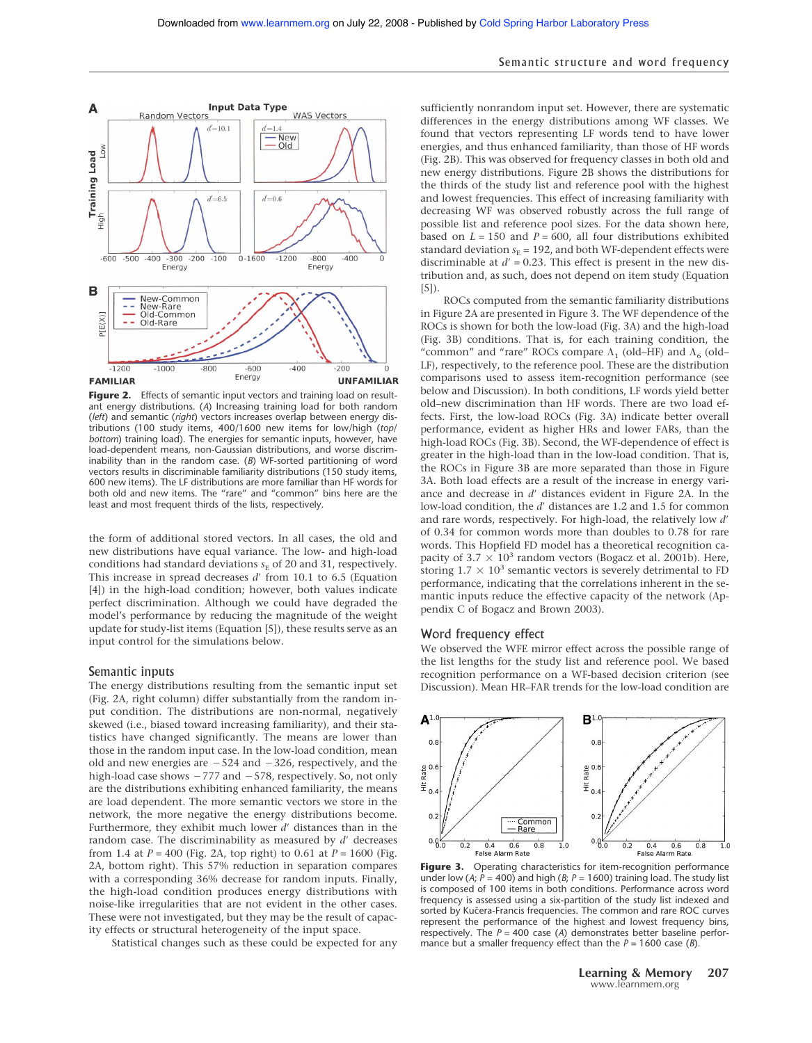Figure 2. Effects of semantic input vectors and training load on resultant energy distributions. (*A*) Increasing training load for both random (*left*) and semantic (*right*) vectors increases overlap between energy distributions (100 study items, 400/1600 new items for low/high (*top*/*bottom*) training load). The energies for semantic inputs, however, have load-dependent means, non-Gaussian distributions, and worse discriminability than in the random case. (*B*) WF-sorted partitioning of word vectors results in discriminable familiarity distributions (150 study items, 600 new items). The LF distributions are more familiar than HF words for both old and new items. The "rare" and "common" bins here are the least and most frequent thirds of the lists, respectively.

the form of additional stored vectors. In all cases, the old and new distributions have equal variance. The low- and high-load conditions had standard deviations $s_E$ of 20 and 31, respectively. This increase in spread decreases $d'$ from 10.1 to 6.5 (Equation [4]) in the high-load condition; however, both values indicate perfect discrimination. Although we could have degraded the model's performance by reducing the magnitude of the weight update for study-list items (Equation [5]), these results serve as an input control for the simulations below.

## Semantic inputs

The energy distributions resulting from the semantic input set (Fig. 2A, right column) differ substantially from the random input condition. The distributions are non-normal, negatively skewed (i.e., biased toward increasing familiarity), and their statistics have changed significantly. The means are lower than those in the random input case. In the low-load condition, mean old and new energies are −524 and −326, respectively, and the high-load case shows −777 and −578, respectively. So, not only are the distributions exhibiting enhanced familiarity, the means are load dependent. The more semantic vectors we store in the network, the more negative the energy distributions become. Furthermore, they exhibit much lower $d'$ distances than in the random case. The discriminability as measured by $d'$ decreases from 1.4 at $P = 400$ (Fig. 2A, top right) to 0.61 at $P = 1600$ (Fig. 2A, bottom right). This 57% reduction in separation compares with a corresponding 36% decrease for random inputs. Finally, the high-load condition produces energy distributions with noise-like irregularities that are not evident in the other cases. These were not investigated, but they may be the result of capacity effects or structural heterogeneity of the input space.

Statistical changes such as these could be expected for any sufficiently nonrandom input set. However, there are systematic differences in the energy distributions among WF classes. We found that vectors representing LF words tend to have lower energies, and thus enhanced familiarity, than those of HF words (Fig. 2B). This was observed for frequency classes in both old and new energy distributions. Figure 2B shows the distributions for the thirds of the study list and reference pool with the highest and lowest frequencies. This effect of increasing familiarity with decreasing WF was observed robustly across the full range of possible list and reference pool sizes. For the data shown here, based on $L = 150$ and $P = 600$, all four distributions exhibited standard deviation $s_E = 192$, and both WF-dependent effects were discriminable at $d' = 0.23$. This effect is present in the new distribution and, as such, does not depend on item study (Equation [5]).

ROCs computed from the semantic familiarity distributions in Figure 2A are presented in Figure 3. The WF dependence of the ROCs is shown for both the low-load (Fig. 3A) and the high-load (Fig. 3B) conditions. That is, for each training condition, the "common" and "rare" ROCs compare $\Lambda_1$ (old–HF) and $\Lambda_6$ (old–LF), respectively, to the reference pool. These are the distribution comparisons used to assess item-recognition performance (see below and Discussion). In both conditions, LF words yield better old–new discrimination than HF words. There are two load effects. First, the low-load ROCs (Fig. 3A) indicate better overall performance, evident as higher HRs and lower FARs, than the high-load ROCs (Fig. 3B). Second, the WF-dependence of effect is greater in the high-load than in the low-load condition. That is, the ROCs in Figure 3B are more separated than those in Figure 3A. Both load effects are a result of the increase in energy variance and decrease in $d'$ distances evident in Figure 2A. In the low-load condition, the $d'$ distances are 1.2 and 1.5 for common and rare words, respectively. For high-load, the relatively low $d'$ of 0.34 for common words more than doubles to 0.78 for rare words. This Hopfield FD model has a theoretical recognition capacity of $3.7 \times 10^3$ random vectors (Bogacz et al. 2001b). Here, storing $1.7 \times 10^3$ semantic vectors is severely detrimental to FD performance, indicating that the correlations inherent in the semantic inputs reduce the effective capacity of the network (Appendix C of Bogacz and Brown 2003).

## Word frequency effect

We observed the WFE mirror effect across the possible range of the list lengths for the study list and reference pool. We based recognition performance on a WF-based decision criterion (see Discussion). Mean HR–FAR trends for the low-load condition are

Figure 3. Operating characteristics for item-recognition performance under low (*A*; $P = 400$) and high (*B*; $P = 1600$) training load. The study list is composed of 100 items in both conditions. Performance across word frequency is assessed using a six-partition of the study list indexed and sorted by Kučera-Francis frequencies. The common and rare ROC curves represent the performance of the highest and lowest frequency bins, respectively. The $P = 400$ case (*A*) demonstrates better baseline performance but a smaller frequency effect than the $P = 1600$ case (*B*).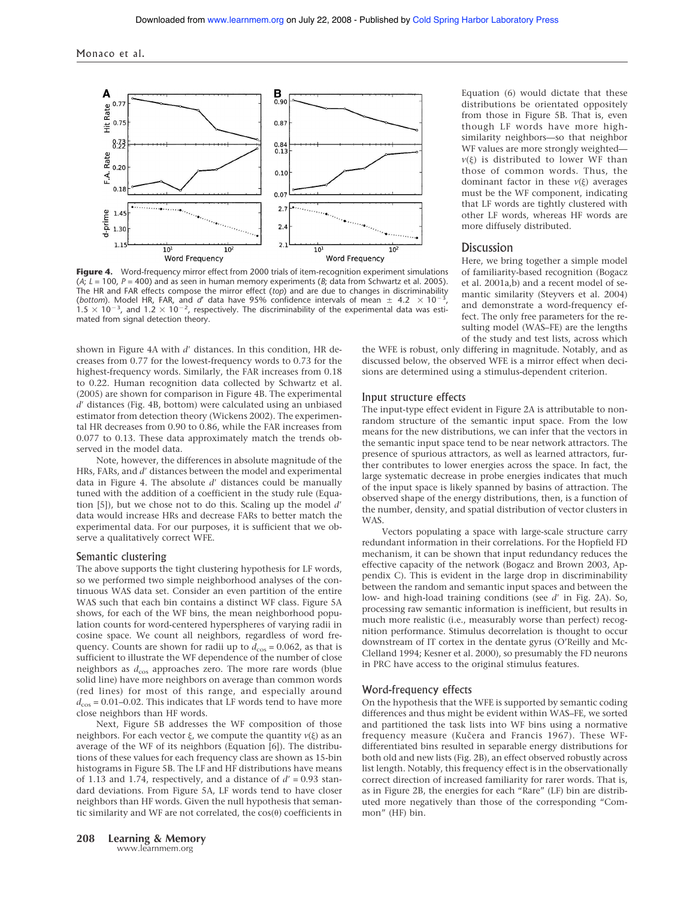**Figure 4.** Word-frequency mirror effect from 2000 trials of item-recognition experiment simulations (*A*; $L = 100$, $P = 400$) and as seen in human memory experiments (*B*; data from Schwartz et al. 2005). The HR and FAR effects compose the mirror effect (*top*) and are due to changes in discriminability (*bottom*). Model HR, FAR, and $d'$ data have 95% confidence intervals of mean $\pm$ 4.2 $\times 10^{-3}$, 1.5 $\times 10^{-3}$, and 1.2 $\times 10^{-2}$, respectively. The discriminability of the experimental data was estimated from signal detection theory.

shown in Figure 4A with $d'$ distances. In this condition, HR decreases from 0.77 for the lowest-frequency words to 0.73 for the highest-frequency words. Similarly, the FAR increases from 0.18 to 0.22. Human recognition data collected by Schwartz et al. (2005) are shown for comparison in Figure 4B. The experimental $d'$ distances (Fig. 4B, bottom) were calculated using an unbiased estimator from detection theory (Wickens 2002). The experimental HR decreases from 0.90 to 0.86, while the FAR increases from 0.077 to 0.13. These data approximately match the trends observed in the model data.

Note, however, the differences in absolute magnitude of the HRs, FARs, and $d'$ distances between the model and experimental data in Figure 4. The absolute $d'$ distances could be manually tuned with the addition of a coefficient in the study rule (Equation [5]), but we chose not to do this. Scaling up the model $d'$ data would increase HRs and decrease FARs to better match the experimental data. For our purposes, it is sufficient that we observe a qualitatively correct WFE.

### Semantic clustering

The above supports the tight clustering hypothesis for LF words, so we performed two simple neighborhood analyses of the continuous WAS data set. Consider an even partition of the entire WAS such that each bin contains a distinct WF class. Figure 5A shows, for each of the WF bins, the mean neighborhood population counts for word-centered hyperspheres of varying radii in cosine space. We count all neighbors, regardless of word frequency. Counts are shown for radii up to $d_{\cos} = 0.062$, as that is sufficient to illustrate the WF dependence of the number of close neighbors as $d_{\cos}$ approaches zero. The more rare words (blue solid line) have more neighbors on average than common words (red lines) for most of this range, and especially around $d_{\cos} = 0.01$–$0.02$. This indicates that LF words tend to have more close neighbors than HF words.

Next, Figure 5B addresses the WF composition of those neighbors. For each vector $\xi$, we compute the quantity $v(\xi)$ as an average of the WF of its neighbors (Equation [6]). The distributions of these values for each frequency class are shown as 15-bin histograms in Figure 5B. The LF and HF distributions have means of 1.13 and 1.74, respectively, and a distance of $d' = 0.93$ standard deviations. From Figure 5A, LF words tend to have closer neighbors than HF words. Given the null hypothesis that semantic similarity and WF are not correlated, the $\cos(\theta)$ coefficients in Equation (6) would dictate that these distributions be orientated oppositely from those in Figure 5B. That is, even though LF words have more high-similarity neighbors—so that neighbor WF values are more strongly weighted—$v(\xi)$ is distributed to lower WF than those of common words. Thus, the dominant factor in these $v(\xi)$ averages must be the WF component, indicating that LF words are tightly clustered with other LF words, whereas HF words are more diffusely distributed.

## Discussion

Here, we bring together a simple model of familiarity-based recognition (Bogacz et al. 2001a,b) and a recent model of semantic similarity (Steyvers et al. 2004) and demonstrate a word-frequency effect. The only free parameters for the resulting model (WAS–FE) are the lengths of the study and test lists, across which the WFE is robust, only differing in magnitude. Notably, and as discussed below, the observed WFE is a mirror effect when decisions are determined using a stimulus-dependent criterion.

### Input structure effects

The input-type effect evident in Figure 2A is attributable to nonrandom structure of the semantic input space. From the low means for the new distributions, we can infer that the vectors in the semantic input space tend to be near network attractors. The presence of spurious attractors, as well as learned attractors, further contributes to lower energies across the space. In fact, the large systematic decrease in probe energies indicates that much of the input space is likely spanned by basins of attraction. The observed shape of the energy distributions, then, is a function of the number, density, and spatial distribution of vector clusters in WAS.

Vectors populating a space with large-scale structure carry redundant information in their correlations. For the Hopfield FD mechanism, it can be shown that input redundancy reduces the effective capacity of the network (Bogacz and Brown 2003, Appendix C). This is evident in the large drop in discriminability between the random and semantic input spaces and between the low- and high-load training conditions (see $d'$ in Fig. 2A). So, processing raw semantic information is inefficient, but results in much more realistic (i.e., measurably worse than perfect) recognition performance. Stimulus decorrelation is thought to occur downstream of IT cortex in the dentate gyrus (O'Reilly and McClelland 1994; Kesner et al. 2000), so presumably the FD neurons in PRC have access to the original stimulus features.

### Word-frequency effects

On the hypothesis that the WFE is supported by semantic coding differences and thus might be evident within WAS–FE, we sorted and partitioned the task lists into WF bins using a normative frequency measure (Kučera and Francis 1967). These WF-differentiated bins resulted in separable energy distributions for both old and new lists (Fig. 2B), an effect observed robustly across list length. Notably, this frequency effect is in the observationally correct direction of increased familiarity for rarer words. That is, as in Figure 2B, the energies for each "Rare" (LF) bin are distributed more negatively than those of the corresponding "Common" (HF) bin.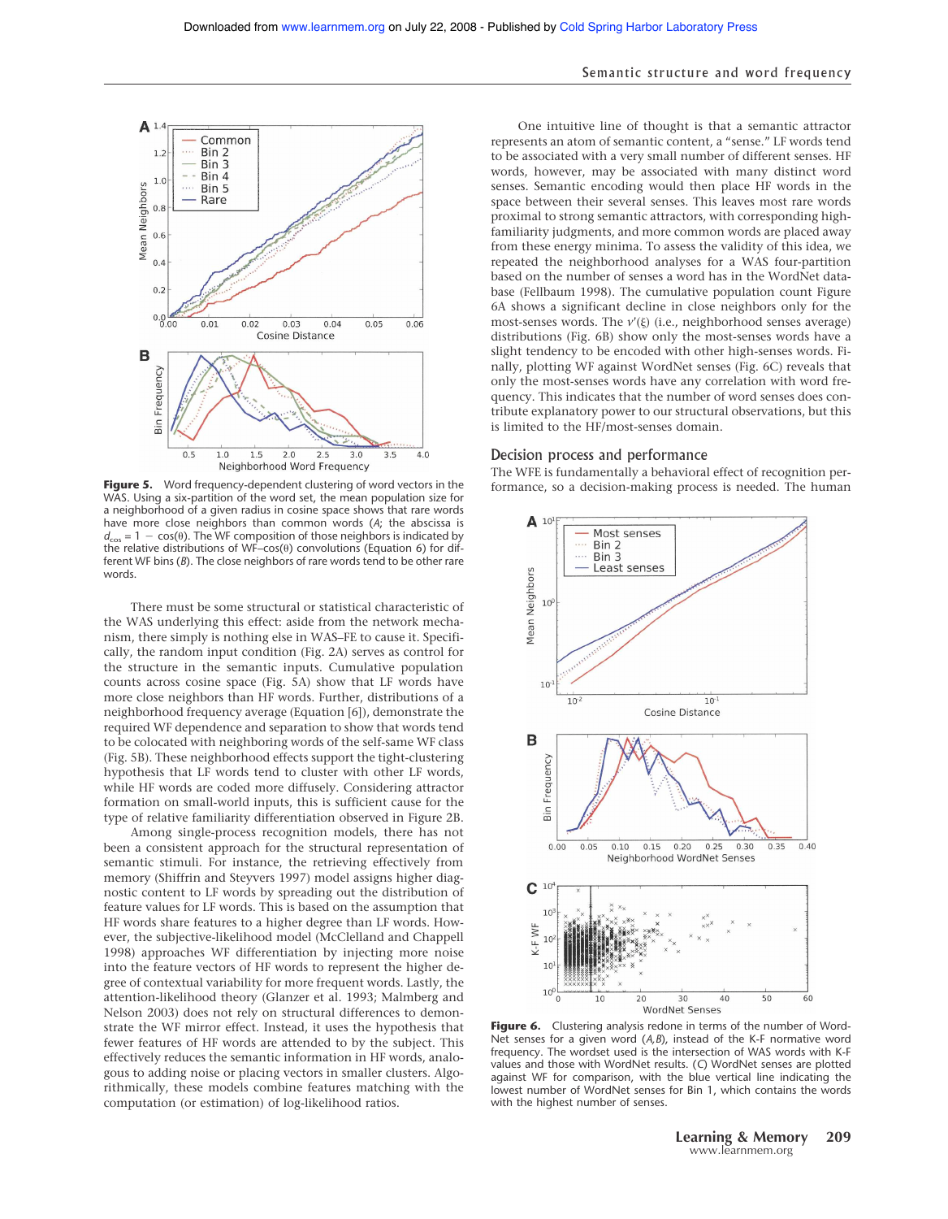**Figure 5.** Word frequency-dependent clustering of word vectors in the WAS. Using a six-partition of the word set, the mean population size for a neighborhood of a given radius in cosine space shows that rare words have more close neighbors than common words (*A*; the abscissa is $d_{\cos} = 1 - \cos(\theta)$. The WF composition of those neighbors is indicated by the relative distributions of WF–cos(θ) convolutions (Equation 6) for different WF bins (*B*). The close neighbors of rare words tend to be other rare words.

There must be some structural or statistical characteristic of the WAS underlying this effect: aside from the network mechanism, there simply is nothing else in WAS–FE to cause it. Specifically, the random input condition (Fig. 2A) serves as control for the structure in the semantic inputs. Cumulative population counts across cosine space (Fig. 5A) show that LF words have more close neighbors than HF words. Further, distributions of a neighborhood frequency average (Equation [6]), demonstrate the required WF dependence and separation to show that words tend to be colocated with neighboring words of the self-same WF class (Fig. 5B). These neighborhood effects support the tight-clustering hypothesis that LF words tend to cluster with other LF words, while HF words are coded more diffusely. Considering attractor formation on small-world inputs, this is sufficient cause for the type of relative familiarity differentiation observed in Figure 2B.

Among single-process recognition models, there has not been a consistent approach for the structural representation of semantic stimuli. For instance, the retrieving effectively from memory (Shiffrin and Steyvers 1997) model assigns higher diagnostic content to LF words by spreading out the distribution of feature values for LF words. This is based on the assumption that HF words share features to a higher degree than LF words. However, the subjective-likelihood (McClelland and Chappell 1998) approaches WF differentiation by injecting more noise into the feature vectors of HF words to represent the higher degree of contextual variability for more frequent words. Lastly, the attention-likelihood theory (Glanzer et al. 1993; Malmberg and Nelson 2003) does not rely on structural differences to demonstrate the WF mirror effect. Instead, it uses the hypothesis that fewer features of HF words are attended to by the subject. This effectively reduces the semantic information in HF words, analogous to adding noise or placing vectors in smaller clusters. Algorithmically, these models combine features matching with the computation (or estimation) of log-likelihood ratios.

One intuitive line of thought is that a semantic attractor represents an atom of semantic content, a "sense." LF words tend to be associated with a very small number of different senses. HF words, however, may be associated with many distinct word senses. Semantic encoding would then place HF words in the space between their several senses. This leaves most rare words proximal to strong semantic attractors, with corresponding high-familiarity judgments, and more common words are placed away from these energy minima. To assess the validity of this idea, we repeated the neighborhood analyses for a WAS four-partition based on the number of senses a word has in the WordNet database (Fellbaum 1998). The cumulative population count Figure 6A shows a significant decline in close neighbors only for the most-senses words. The $v'(\xi)$ (i.e., neighborhood senses average) distributions (Fig. 6B) show only the most-senses words have a slight tendency to be encoded with other high-senses words. Finally, plotting WF against WordNet senses (Fig. 6C) reveals that only the most-senses words have any correlation with word frequency. This indicates that the number of word senses does contribute explanatory power to our structural observations, but this is limited to the HF/most-senses domain.

## Decision process and performance

The WFE is fundamentally a behavioral effect of recognition performance, so a decision-making process is needed. The human

**Figure 6.** Clustering analysis redone in terms of the number of WordNet senses for a given word (*A*,*B*), instead of the K-F normative word frequency. The wordset used is the intersection of WAS words with K-F values and those with WordNet results. (*C*) WordNet senses are plotted against WF for comparison, with the blue vertical line indicating the lowest number of WordNet senses for Bin 1, which contains the words with the highest number of senses.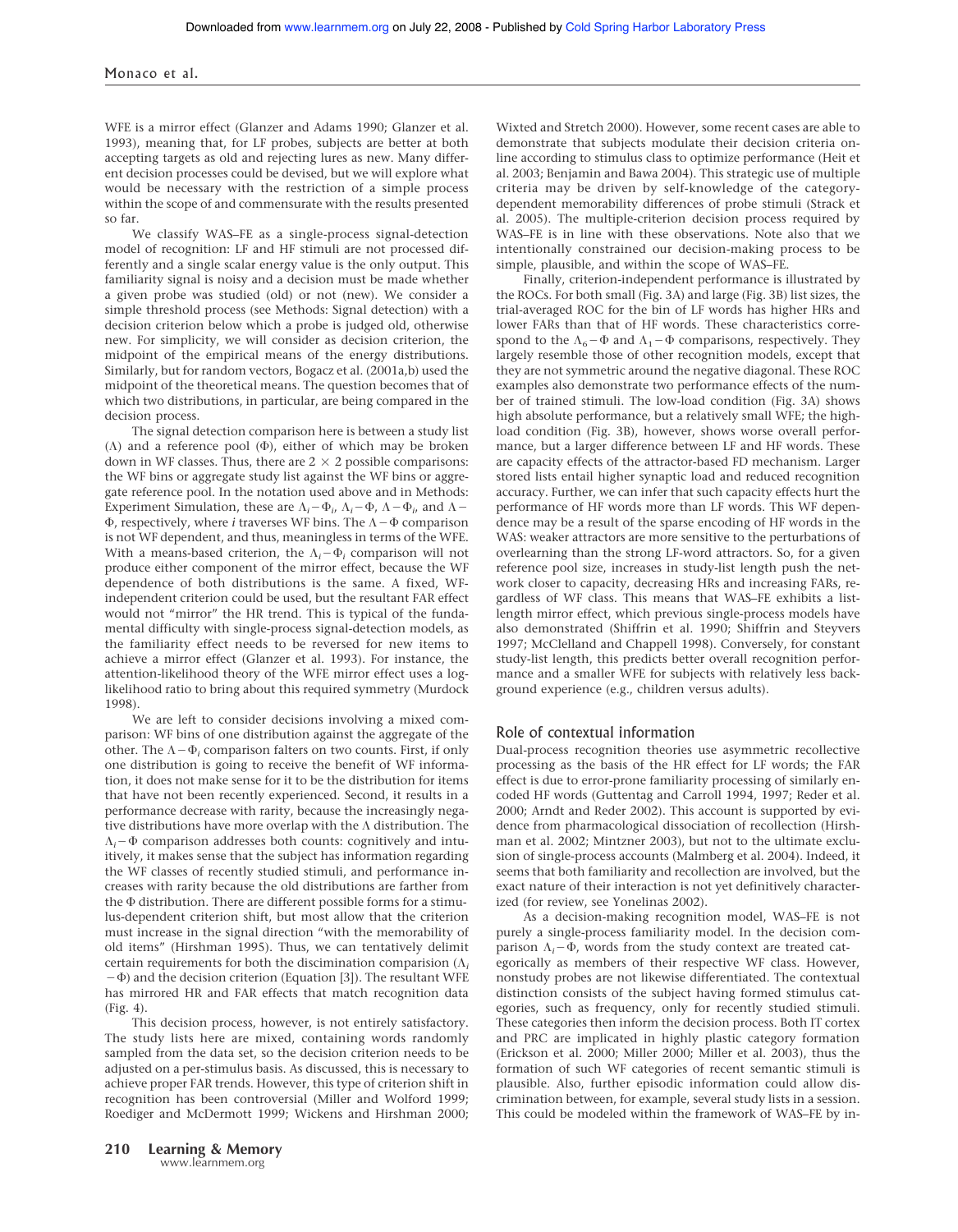WFE is a mirror effect (Glanzer and Adams 1990; Glanzer et al. 1993), meaning that, for LF probes, subjects are better at both accepting targets as old and rejecting lures as new. Many different decision processes could be devised, but we will explore what would be necessary with the restriction of a simple process within the scope of and commensurate with the results presented so far.

We classify WAS–FE as a single-process signal-detection model of recognition: LF and HF stimuli are not processed differently and a single scalar energy value is the only output. This familiarity signal is noisy and a decision must be made whether a given probe was studied (old) or not (new). We consider a simple threshold process (see Methods: Signal detection) with a decision criterion below which a probe is judged old, otherwise new. For simplicity, we will consider as decision criterion, the midpoint of the empirical means of the energy distributions. Similarly, but for random vectors, Bogacz et al. (2001a,b) used the midpoint of the theoretical means. The question becomes that of which two distributions, in particular, are being compared in the decision process.

The signal detection comparison here is between a study list ($\Lambda$) and a reference pool ($\Phi$), either of which may be broken down in WF classes. Thus, there are $2 \times 2$ possible comparisons: the WF bins or aggregate study list against the WF bins or aggregate reference pool. In the notation used above and in Methods: Experiment Simulation, these are $\Lambda_i - \Phi_i$, $\Lambda_i - \Phi$, $\Lambda - \Phi_i$, and $\Lambda - \Phi$, respectively, where $i$ traverses WF bins. The $\Lambda - \Phi$ comparison is not WF dependent, and thus, meaningless in terms of the WFE. With a means-based criterion, the $\Lambda_i - \Phi_i$ comparison will not produce either component of the mirror effect, because the WF dependence of both distributions is the same. A fixed, WF-independent criterion could be used, but the resultant FAR effect would not "mirror" the HR trend. This is typical of the fundamental difficulty with single-process signal-detection models, as the familiarity effect needs to be reversed for new items to achieve a mirror effect (Glanzer et al. 1993). For instance, the attention-likelihood theory of the WFE mirror effect uses a log-likelihood ratio to bring about this required symmetry (Murdock 1998).

We are left to consider decisions involving a mixed comparison: WF bins of one distribution against the aggregate of the other. The $\Lambda - \Phi_i$ comparison falters on two counts. First, if only one distribution is going to receive the benefit of WF information, it does not make sense for it to be the distribution for items that have not been recently experienced. Second, it results in a performance decrease with rarity, because the increasingly negative distributions have more overlap with the $\Lambda$ distribution. The $\Lambda_i - \Phi$ comparison addresses both counts: cognitively and intuitively, it makes sense that the subject has information regarding the WF classes of recently studied stimuli, and performance increases with rarity because the old distributions are farther from the $\Phi$ distribution. There are different possible forms for a stimulus-dependent criterion shift, but most allow that the criterion must increase in the signal direction "with the memorability of old items" (Hirshman 1995). Thus, we can tentatively delimit certain requirements for both the discimination comparision ($\Lambda_i - \Phi$) and the decision criterion (Equation [3]). The resultant WFE has mirrored HR and FAR effects that match recognition data (Fig. 4).

This decision process, however, is not entirely satisfactory. The study lists here are mixed, containing words randomly sampled from the data set, so the decision criterion needs to be adjusted on a per-stimulus basis. As discussed, this is necessary to achieve proper FAR trends. However, this type of criterion shift in recognition has been controversial (Miller and Wolford 1999; Roediger and McDermott 1999; Wickens and Hirshman 2000; Wixted and Stretch 2000). However, some recent cases are able to demonstrate that subjects modulate their decision criteria online according to stimulus class to optimize performance (Heit et al. 2003; Benjamin and Bawa 2004). This strategic use of multiple criteria may be driven by self-knowledge of the category-dependent memorability differences of probe stimuli (Strack et al. 2005). The multiple-criterion decision process required by WAS–FE is in line with these observations. Note also that we intentionally constrained our decision-making process to be simple, plausible, and within the scope of WAS–FE.

Finally, criterion-independent performance is illustrated by the ROCs. For both small (Fig. 3A) and large (Fig. 3B) list sizes, the trial-averaged ROC for the bin of LF words has higher HRs and lower FARs than that of HF words. These characteristics correspond to the $\Lambda_6 - \Phi$ and $\Lambda_1 - \Phi$ comparisons, respectively. They largely resemble those of other recognition models, except that they are not symmetric around the negative diagonal. These ROC examples also demonstrate two performance effects of the number of trained stimuli. The low-load condition (Fig. 3A) shows high absolute performance, but a relatively small WFE; the high-load condition (Fig. 3B), however, shows worse overall performance, but a larger difference between LF and HF words. These are capacity effects of the attractor-based FD mechanism. Larger stored lists entail higher synaptic load and reduced recognition accuracy. Further, we can infer that such capacity effects hurt the performance of HF words more than LF words. This WF dependence may be a result of the sparse encoding of HF words in the WAS: weaker attractors are more sensitive to the perturbations of overlearning than the strong LF-word attractors. So, for a given reference pool size, increases in study-list length push the network closer to capacity, decreasing HRs and increasing FARs, regardless of WF class. This means that WAS–FE exhibits a list-length mirror effect, which previous single-process models have also demonstrated (Shiffrin et al. 1990; Shiffrin and Steyvers 1997; McClelland and Chappell 1998). Conversely, for constant study-list length, this predicts better overall recognition performance and a smaller WFE for subjects with relatively less background experience (e.g., children versus adults).

## Role of contextual information

Dual-process recognition theories use asymmetric recollective processing as the basis of the HR effect for LF words; the FAR effect is due to error-prone familiarity processing of similarly encoded HF words (Guttentag and Carroll 1994, 1997; Reder et al. 2000; Arndt and Reder 2002). This account is supported by evidence from pharmacological dissociation of recollection (Hirshman et al. 2002; Mintzner 2003), but not to the ultimate exclusion of single-process accounts (Malmberg et al. 2004). Indeed, it seems that both familiarity and recollection are involved, but the exact nature of their interaction is not yet definitively characterized (for review, see Yonelinas 2002).

As a decision-making recognition model, WAS–FE is not purely a single-process familiarity model. In the decision comparison $\Lambda_i - \Phi$, words from the study context are treated categorically as members of their respective WF class. However, nonstudy probes are not likewise differentiated. The contextual distinction consists of the subject having formed stimulus categories, such as frequency, only for recently studied stimuli. These categories then inform the decision process. Both IT cortex and PRC are implicated in highly plastic category formation (Erickson et al. 2000; Miller 2000; Miller et al. 2003), thus the formation of such WF categories of recent semantic stimuli is plausible. Also, further episodic information could allow discrimination between, for example, several study lists in a session. This could be modeled within the framework of WAS–FE by in-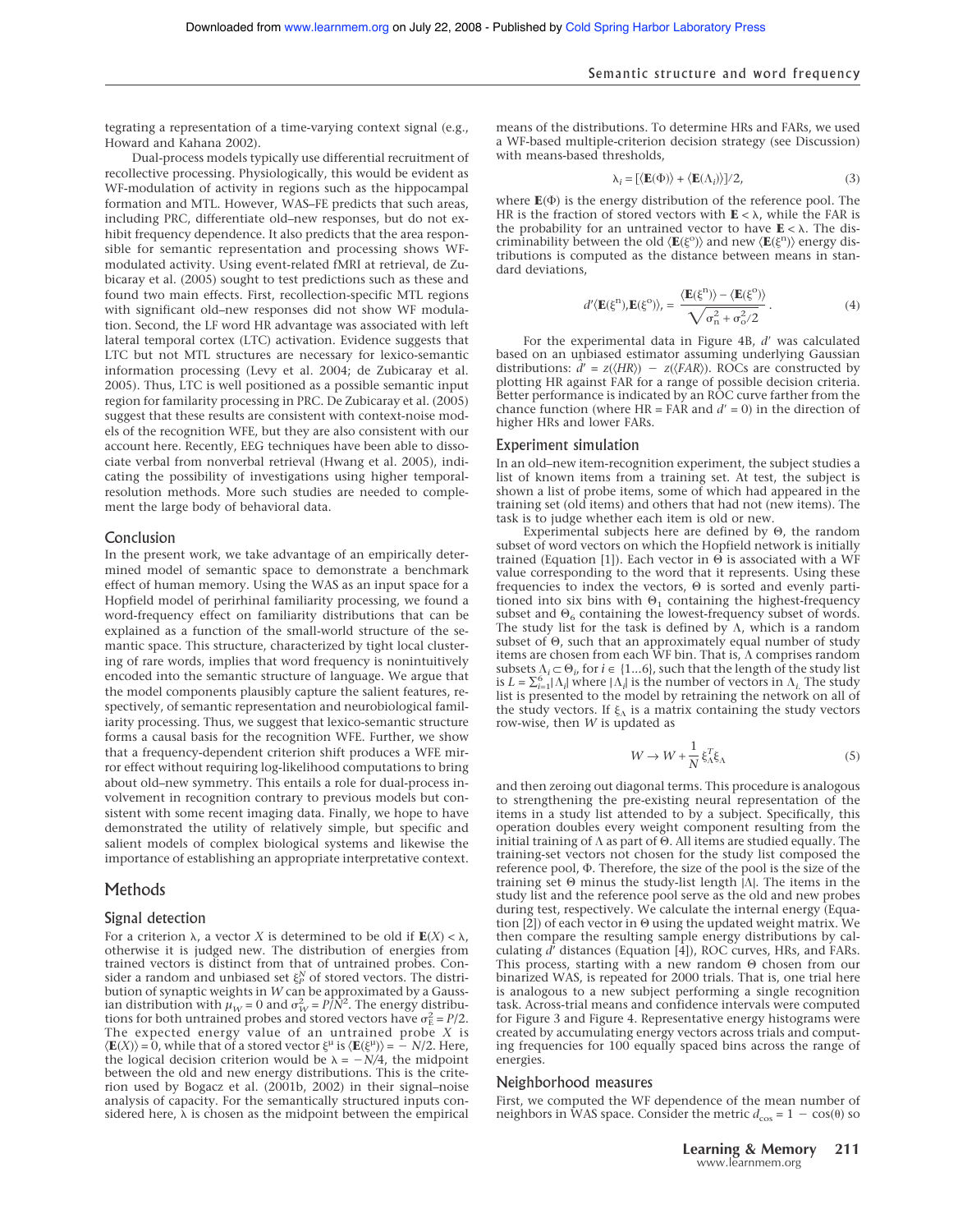tegrating a representation of a time-varying context signal (e.g., Howard and Kahana 2002).

Dual-process models typically use differential recruitment of recollective processing. Physiologically, this would be evident as WF-modulation of activity in regions such as the hippocampal formation and MTL. However, WAS–FE predicts that such areas, including PRC, differentiate old–new responses, but do not exhibit frequency dependence. It also predicts that the area responsible for semantic representation and processing shows WF-modulated activity. Using event-related fMRI at retrieval, de Zubicaray et al. (2005) sought to test predictions such as these and found two main effects. First, recollection-specific MTL regions with significant old–new responses did not show WF modulation. Second, the LF word HR advantage was associated with left lateral temporal cortex (LTC) activation. Evidence suggests that LTC but not MTL structures are necessary for lexico-semantic information processing (Levy et al. 2004; de Zubicaray et al. 2005). Thus, LTC is well positioned as a possible semantic input region for familiarity processing in PRC. De Zubicaray et al. (2005) suggest that these results are consistent with context-noise models of the recognition WFE, but they are also consistent with our account here. Recently, EEG techniques have been able to dissociate verbal from nonverbal retrieval (Hwang et al. 2005), indicating the possibility of investigations using higher temporal-resolution methods. More such studies are needed to complement the large body of behavioral data.

## Conclusion

In the present work, we take advantage of an empirically determined model of semantic space to demonstrate a benchmark effect of human memory. Using the WAS as an input space for a Hopfield model of perirhinal familiarity processing, we found a word-frequency effect on familiarity distributions that can be explained as a function of the small-world structure of the semantic space. This structure, characterized by tight local clustering of rare words, implies that word frequency is nonintuitively encoded into the semantic structure of language. We argue that the model components plausibly capture the salient features, respectively, of semantic representation and neurobiological familiarity processing. Thus, we suggest that lexico-semantic structure forms a causal basis for the recognition WFE. Further, we show that a frequency-dependent criterion shift produces a WFE mirror effect without requiring log-likelihood computations to bring about old–new symmetry. This entails a role for dual-process involvement in recognition contrary to previous models but consistent with some recent imaging data. Finally, we hope to have demonstrated the utility of relatively simple, but specific and salient models of complex biological systems and likewise the importance of establishing an appropriate interpretative context.

## Methods

### Signal detection

For a criterion $\lambda$, a vector $X$ is determined to be old if $\mathbf{E}(X) < \lambda$, otherwise it is judged new. The distribution of energies from trained vectors is distinct from that of untrained probes. Consider a random and unbiased set $\xi_P^N$ of stored vectors. The distribution of synaptic weights in $W$ can be approximated by a Gaussian distribution with $\mu_W = 0$ and $\sigma_W^2 = P/N^2$. The energy distributions for both untrained probes and stored vectors have $\sigma_E^2 = P/2$. The expected energy value of an untrained probe $X$ is $\langle \mathbf{E}(X) \rangle = 0$, while that of a stored vector $\xi^\mu$ is $\langle \mathbf{E}(\xi^\mu) \rangle = -N/2$. Here, the logical decision criterion would be $\lambda = -N/4$, the midpoint between the old and new energy distributions. This is the criterion used by Bogacz et al. (2001b, 2002) in their signal–noise analysis of capacity. For the semantically structured inputs considered here, $\lambda$ is chosen as the midpoint between the empirical means of the distributions. To determine HRs and FARs, we used a WF-based multiple-criterion decision strategy (see Discussion) with means-based thresholds,

$$\lambda_i = [\langle \mathbf{E}(\Phi) \rangle + \langle \mathbf{E}(\Lambda_i) \rangle]/2, \tag{3}$$

where $\mathbf{E}(\Phi)$ is the energy distribution of the reference pool. The HR is the fraction of stored vectors with $\mathbf{E} < \lambda$, while the FAR is the probability for an untrained vector to have $\mathbf{E} < \lambda$. The discriminability between the old $\langle \mathbf{E}(\xi^o) \rangle$ and new $\langle \mathbf{E}(\xi^n) \rangle$ energy distributions is computed as the distance between means in standard deviations,

$$d' \langle \mathbf{E}(\xi^n), \mathbf{E}(\xi^o) \rangle, = \frac{\langle \mathbf{E}(\xi^n) \rangle - \langle \mathbf{E}(\xi^o) \rangle}{\sqrt{\sigma_n^2 + \sigma_o^2/2}}. \tag{4}$$

For the experimental data in Figure 4B, $d'$ was calculated based on an unbiased estimator assuming underlying Gaussian distributions: $\hat{d}' = z(\langle HR \rangle) - z(\langle FAR \rangle)$. ROCs are constructed by plotting HR against FAR for a range of possible decision criteria. Better performance is indicated by an ROC curve farther from the chance function (where HR = FAR and $d' = 0$) in the direction of higher HRs and lower FARs.

### Experiment simulation

In an old–new item-recognition experiment, the subject studies a list of known items from a training set. At test, the subject is shown a list of probe items, some of which had appeared in the training set (old items) and others that had not (new items). The task is to judge whether each item is old or new.

Experimental subjects here are defined by $\Theta$, the random subset of word vectors on which the Hopfield network is initially trained (Equation [1]). Each vector in $\Theta$ is associated with a WF value corresponding to the word that it represents. Using these frequencies to index the vectors, $\Theta$ is sorted and evenly partitioned into six bins with $\Theta_1$ containing the highest-frequency subset and $\Theta_6$ containing the lowest-frequency subset of words. The study list for the task is defined by $\Lambda$, which is a random subset of $\Theta$, such that an approximately equal number of study items are chosen from each WF bin. That is, $\Lambda$ comprises random subsets $\Lambda_i \subset \Theta_i$, for $i \in \{1...6\}$, such that the length of the study list is $L = \sum_{i=1}^{6} |\Lambda_i|$ where $|\Lambda_i|$ is the number of vectors in $\Lambda_i$. The study list is presented to the model by retraining the network on all of the study vectors. If $\xi_\Lambda$ is a matrix containing the study vectors row-wise, then $W$ is updated as

$$W \rightarrow W + \frac{1}{N} \xi_\Lambda^T \xi_\Lambda \tag{5}$$

and then zeroing out diagonal terms. This procedure is analogous to strengthening the pre-existing neural representation of the items in a study list attended to by a subject. Specifically, this operation doubles every weight component resulting from the initial training of $\Lambda$ as part of $\Theta$. All items are studied equally. The training-set vectors not chosen for the study list composed the reference pool, $\Phi$. Therefore, the size of the pool is the size of the training set $\Theta$ minus the study-list length $|\Lambda|$. The items in the study list and the reference pool serve as the old and new probes during test, respectively. We calculate the internal energy (Equation [2]) of each vector in $\Theta$ using the updated weight matrix. We then compare the resulting sample energy distributions by calculating $d'$ distances (Equation [4]), ROC curves, HRs, and FARs. This process, starting with a new random $\Theta$ chosen from our binarized WAS, is repeated for 2000 trials. That is, one trial here is analogous to a new subject performing a single recognition task. Across-trial means and confidence intervals were computed for Figure 3 and Figure 4. Representative energy histograms were created by accumulating energy vectors across trials and computing frequencies for 100 equally spaced bins across the range of energies.

### Neighborhood measures

First, we computed the WF dependence of the mean number of neighbors in WAS space. Consider the metric $d_{\cos} = 1 - \cos(\theta)$ so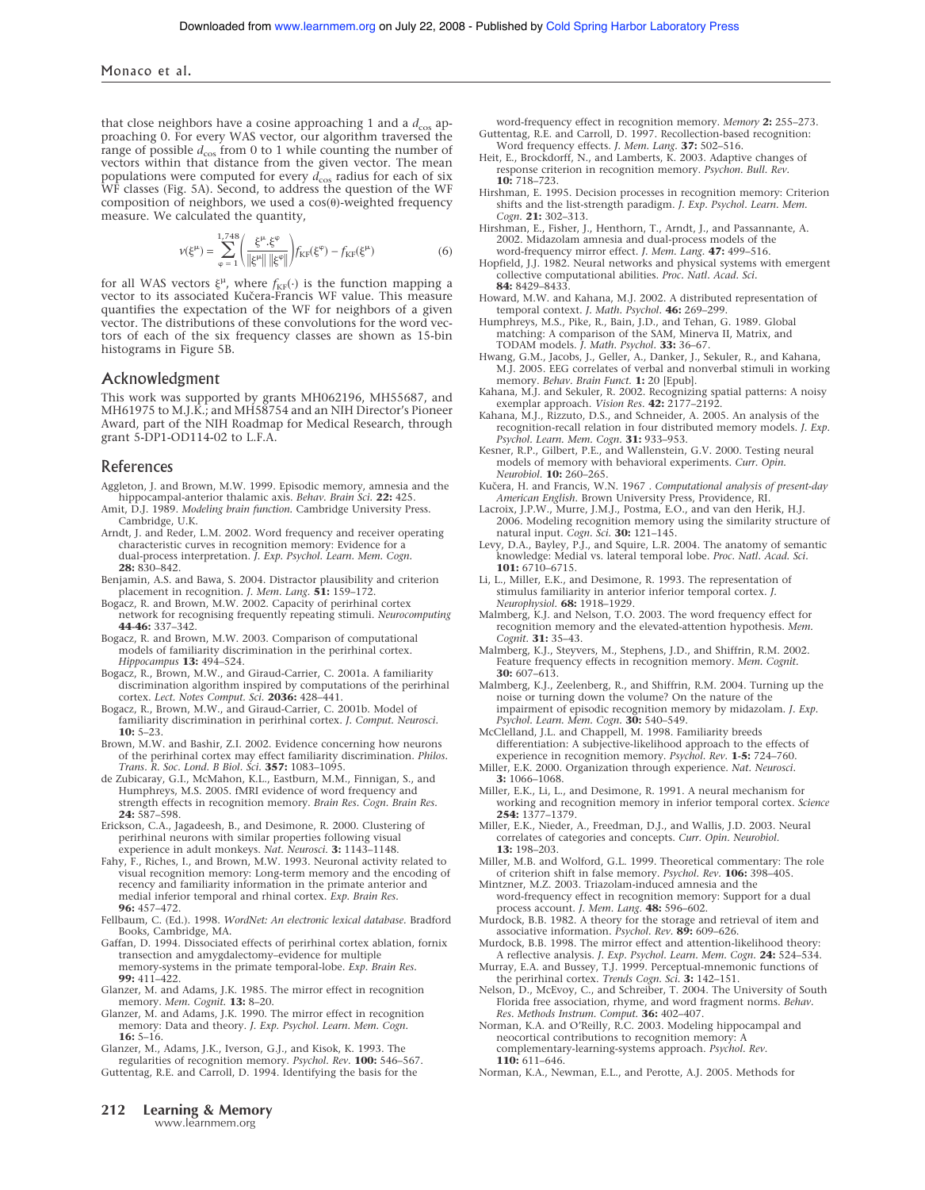that close neighbors have a cosine approaching 1 and a $d_{\cos}$ approaching 0. For every WAS vector, our algorithm traversed the range of possible $d_{\cos}$ from 0 to 1 while counting the number of vectors within that distance from the given vector. The mean populations were computed for every $d_{\cos}$ radius for each of six WF classes (Fig. 5A). Second, to address the question of the WF composition of neighbors, we used a cos(θ)-weighted frequency measure. We calculated the quantity,

$$\nu(\xi^{\mu}) = \sum_{\varphi=1}^{1,748}\left(\frac{\xi^{\mu}.\xi^{\varphi}}{\|\xi^{\mu}\|\,\|\xi^{\varphi}\|}\right) f_{KF}(\xi^{\varphi}) - f_{KF}(\xi^{\mu}) \tag{6}$$

for all WAS vectors $\xi^{\mu}$, where $f_{KF}(\cdot)$ is the function mapping a vector to its associated Kučera-Francis WF value. This measure quantifies the expectation of the WF for neighbors of a given vector. The distributions of these convolutions for the word vectors of each of the six frequency classes are shown as 15-bin histograms in Figure 5B.

## Acknowledgment

This work was supported by grants MH062196, MH55687, and MH61975 to M.J.K.; and MH58754 and an NIH Director's Pioneer Award, part of the NIH Roadmap for Medical Research, through grant 5-DP1-OD114-02 to L.F.A.

## References

Aggleton, J. and Brown, M.W. 1999. Episodic memory, amnesia and the hippocampal-anterior thalamic axis. *Behav. Brain Sci.* **22:** 425.

Amit, D.J. 1989. *Modeling brain function.* Cambridge University Press. Cambridge, U.K.

Arndt, J. and Reder, L.M. 2002. Word frequency and receiver operating characteristic curves in recognition memory: Evidence for a dual-process interpretation. *J. Exp. Psychol. Learn. Mem. Cogn.* **28:** 830–842.

Benjamin, A.S. and Bawa, S. 2004. Distractor plausibility and criterion placement in recognition. *J. Mem. Lang.* **51:** 159–172.

Bogacz, R. and Brown, M.W. 2002. Capacity of perirhinal cortex network for recognising frequently repeating stimuli. *Neurocomputing* **44-46:** 337–342.

Bogacz, R. and Brown, M.W. 2003. Comparison of computational models of familiarity discrimination in the perirhinal cortex. *Hippocampus* **13:** 494–524.

Bogacz, R., Brown, M.W., and Giraud-Carrier, C. 2001a. A familiarity discrimination algorithm inspired by computations of the perirhinal cortex. *Lect. Notes Comput. Sci.* **2036:** 428–441.

Bogacz, R., Brown, M.W., and Giraud-Carrier, C. 2001b. Model of familiarity discrimination in perirhinal cortex. *J. Comput. Neurosci.* **10:** 5–23.

Brown, M.W. and Bashir, Z.I. 2002. Evidence concerning how neurons of the perirhinal cortex may effect familiarity discrimination. *Philos. Trans. R. Soc. Lond. B Biol. Sci.* **357:** 1083–1095.

de Zubicaray, G.I., McMahon, K.L., Eastburn, M.M., Finnigan, S., and Humphreys, M.S. 2005. fMRI evidence of word frequency and strength effects in recognition memory. *Brain Res. Cogn. Brain Res.* **24:** 587–598.

Erickson, C.A., Jagadeesh, B., and Desimone, R. 2000. Clustering of perirhinal neurons with similar properties following visual experience in adult monkeys. *Nat. Neurosci.* **3:** 1143–1148.

Fahy, F., Riches, I., and Brown, M.W. 1993. Neuronal activity related to visual recognition memory: Long-term memory and the encoding of recency and familiarity information in the primate anterior and medial inferior temporal and rhinal cortex. *Exp. Brain Res.* **96:** 457–472.

Fellbaum, C. (Ed.). 1998. *WordNet: An electronic lexical database.* Bradford Books, Cambridge, MA.

Gaffan, D. 1994. Dissociated effects of perirhinal cortex ablation, fornix transection and amygdalectomy–evidence for multiple memory-systems in the primate temporal-lobe. *Exp. Brain Res.* **99:** 411–422.

Glanzer, M. and Adams, J.K. 1985. The mirror effect in recognition memory. *Mem. Cognit.* **13:** 8–20.

Glanzer, M. and Adams, J.K. 1990. The mirror effect in recognition memory: Data and theory. *J. Exp. Psychol. Learn. Mem. Cogn.* **16:** 5–16.

Glanzer, M., Adams, J.K., Iverson, G.J., and Kisok, K. 1993. The regularities of recognition memory. *Psychol. Rev.* **100:** 546–567.

Guttentag, R.E. and Carroll, D. 1994. Identifying the basis for the word-frequency effect in recognition memory. *Memory* **2:** 255–273.

Guttentag, R.E. and Carroll, D. 1997. Recollection-based recognition: Word frequency effects. *J. Mem. Lang.* **37:** 502–516.

Heit, E., Brockdorff, N., and Lamberts, K. 2003. Adaptive changes of response criterion in recognition memory. *Psychon. Bull. Rev.* **10:** 718–723.

Hirshman, E. 1995. Decision processes in recognition memory: Criterion shifts and the list-strength paradigm. *J. Exp. Psychol. Learn. Mem. Cogn.* **21:** 302–313.

Hirshman, E., Fisher, J., Henthorn, T., Arndt, J., and Passannante, A. 2002. Midazolam amnesia and dual-process models of the word-frequency mirror effect. *J. Mem. Lang.* **47:** 499–516.

Hopfield, J.J. 1982. Neural networks and physical systems with emergent collective computational abilities. *Proc. Natl. Acad. Sci.* **84:** 8429–8433.

Howard, M.W. and Kahana, M.J. 2002. A distributed representation of temporal context. *J. Math. Psychol.* **46:** 269–299.

Humphreys, M.S., Pike, R., Bain, J.D., and Tehan, G. 1989. Global matching: A comparison of the SAM, Minerva II, Matrix, and TODAM models. *J. Math. Psychol.* **33:** 36–67.

Hwang, G.M., Jacobs, J., Geller, A., Danker, J., Sekuler, R., and Kahana, M.J. 2005. EEG correlates of verbal and nonverbal stimuli in working memory. *Behav. Brain Funct.* **1:** 20 [Epub].

Kahana, M.J. and Sekuler, R. 2002. Recognizing spatial patterns: A noisy exemplar approach. *Vision Res.* **42:** 2177–2192.

Kahana, M.J., Rizzuto, D.S., and Schneider, A. 2005. An analysis of the recognition-recall relation in four distributed memory models. *J. Exp. Psychol. Learn. Mem. Cogn.* **31:** 933–953.

Kesner, R.P., Gilbert, P.E., and Wallenstein, G.V. 2000. Testing neural models of memory with behavioral experiments. *Curr. Opin. Neurobiol.* **10:** 260–265.

Kučera, H. and Francis, W.N. 1967 . *Computational analysis of present-day American English.* Brown University Press, Providence, RI.

Lacroix, J.P.W., Murre, J.M.J., Postma, E.O., and van den Herik, H.J. 2006. Modeling recognition memory using the similarity structure of natural input. *Cogn. Sci.* **30:** 121–145.

Levy, D.A., Bayley, P.J., and Squire, L.R. 2004. The anatomy of semantic knowledge: Medial vs. lateral temporal lobe. *Proc. Natl. Acad. Sci.* **101:** 6710–6715.

Li, L., Miller, E.K., and Desimone, R. 1993. The representation of stimulus familiarity in anterior inferior temporal cortex. *J. Neurophysiol.* **68:** 1918–1929.

Malmberg, K.J. and Nelson, T.O. 2003. The word frequency effect for recognition memory and the elevated-attention hypothesis. *Mem. Cognit.* **31:** 35–43.

Malmberg, K.J., Steyvers, M., Stephens, J.D., and Shiffrin, R.M. 2002. Feature frequency effects in recognition memory. *Mem. Cognit.* **30:** 607–613.

Malmberg, K.J., Zeelenberg, R., and Shiffrin, R.M. 2004. Turning up the noise or turning down the volume? On the nature of the impairment of episodic recognition memory by midazolam. *J. Exp. Psychol. Learn. Mem. Cogn.* **30:** 540–549.

McClelland, J.L. and Chappell, M. 1998. Familiarity breeds differentiation: A subjective-likelihood approach to the effects of experience in recognition memory. *Psychol. Rev.* **1-5:** 724–760.

Miller, E.K. 2000. Organization through experience. *Nat. Neurosci.* **3:** 1066–1068.

Miller, E.K., Li, L., and Desimone, R. 1991. A neural mechanism for working and recognition memory in inferior temporal cortex. *Science* **254:** 1377–1379.

Miller, E.K., Nieder, A., Freedman, D.J., and Wallis, J.D. 2003. Neural correlates of categories and concepts. *Curr. Opin. Neurobiol.* **13:** 198–203.

Miller, M.B. and Wolford, G.L. 1999. Theoretical commentary: The role of criterion shift in false memory. *Psychol. Rev.* **106:** 398–405.

Mintzner, M.Z. 2003. Triazolam-induced amnesia and the word-frequency effect in recognition memory: Support for a dual process account. *J. Mem. Lang.* **48:** 596–602.

Murdock, B.B. 1982. A theory for the storage and retrieval of item and associative information. *Psychol. Rev.* **89:** 609–626.

Murdock, B.B. 1998. The mirror effect and attention-likelihood theory: A reflective analysis. *J. Exp. Psychol. Learn. Mem. Cogn.* **24:** 524–534.

Murray, E.A. and Bussey, T.J. 1999. Perceptual-mnemonic functions of the perirhinal cortex. *Trends Cogn. Sci.* **3:** 142–151.

Nelson, D., McEvoy, C., and Schreiber, T. 2004. The University of South Florida free association, rhyme, and word fragment norms. *Behav. Res. Methods Instrum. Comput.* **36:** 402–407.

Norman, K.A. and O'Reilly, R.C. 2003. Modeling hippocampal and neocortical contributions to recognition memory: A complementary-learning-systems approach. *Psychol. Rev.* **110:** 611–646.

Norman, K.A., Newman, E.L., and Perotte, A.J. 2005. Methods for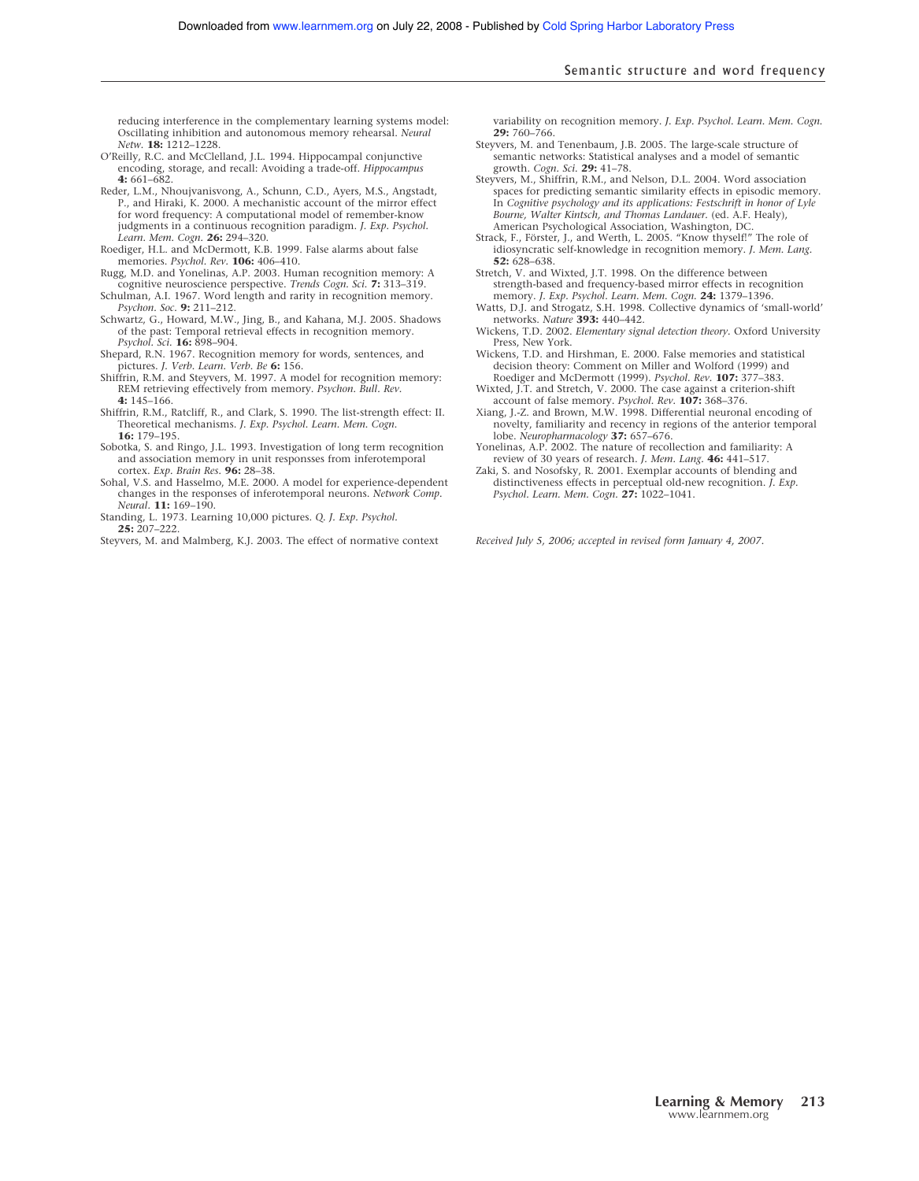reducing interference in the complementary learning systems model: Oscillating inhibition and autonomous memory rehearsal. *Neural Netw.* **18:** 1212–1228.

O'Reilly, R.C. and McClelland, J.L. 1994. Hippocampal conjunctive encoding, storage, and recall: Avoiding a trade-off. *Hippocampus* **4:** 661–682.

Reder, L.M., Nhoujvanisvong, A., Schunn, C.D., Ayers, M.S., Angstadt, P., and Hiraki, K. 2000. A mechanistic account of the mirror effect for word frequency: A computational model of remember-know judgments in a continuous recognition paradigm. *J. Exp. Psychol. Learn. Mem. Cogn.* **26:** 294–320.

Roediger, H.L. and McDermott, K.B. 1999. False alarms about false memories. *Psychol. Rev.* **106:** 406–410.

Rugg, M.D. and Yonelinas, A.P. 2003. Human recognition memory: A cognitive neuroscience perspective. *Trends Cogn. Sci.* **7:** 313–319.

Schulman, A.I. 1967. Word length and rarity in recognition memory. *Psychon. Soc.* **9:** 211–212.

Schwartz, G., Howard, M.W., Jing, B., and Kahana, M.J. 2005. Shadows of the past: Temporal retrieval effects in recognition memory. *Psychol. Sci.* **16:** 898–904.

Shepard, R.N. 1967. Recognition memory for words, sentences, and pictures. *J. Verb. Learn. Verb. Be* **6:** 156.

Shiffrin, R.M. and Steyvers, M. 1997. A model for recognition memory: REM retrieving effectively from memory. *Psychon. Bull. Rev.* **4:** 145–166.

Shiffrin, R.M., Ratcliff, R., and Clark, S. 1990. The list-strength effect: II. Theoretical mechanisms. *J. Exp. Psychol. Learn. Mem. Cogn.* **16:** 179–195.

Sobotka, S. and Ringo, J.L. 1993. Investigation of long term recognition and association memory in unit responsses from inferotemporal cortex. *Exp. Brain Res.* **96:** 28–38.

Sohal, V.S. and Hasselmo, M.E. 2000. A model for experience-dependent changes in the responses of inferotemporal neurons. *Network Comp. Neural.* **11:** 169–190.

Standing, L. 1973. Learning 10,000 pictures. *Q. J. Exp. Psychol.* **25:** 207–222.

Steyvers, M. and Malmberg, K.J. 2003. The effect of normative context variability on recognition memory. *J. Exp. Psychol. Learn. Mem. Cogn.* **29:** 760–766.

Steyvers, M. and Tenenbaum, J.B. 2005. The large-scale structure of semantic networks: Statistical analyses and a model of semantic growth. *Cogn. Sci.* **29:** 41–78.

Steyvers, M., Shiffrin, R.M., and Nelson, D.L. 2004. Word association spaces for predicting semantic similarity effects in episodic memory. In *Cognitive psychology and its applications: Festschrift in honor of Lyle Bourne, Walter Kintsch, and Thomas Landauer.* (ed. A.F. Healy), American Psychological Association, Washington, DC.

Strack, F., Förster, J., and Werth, L. 2005. "Know thyself!" The role of idiosyncratic self-knowledge in recognition memory. *J. Mem. Lang.* **52:** 628–638.

Stretch, V. and Wixted, J.T. 1998. On the difference between strength-based and frequency-based mirror effects in recognition memory. *J. Exp. Psychol. Learn. Mem. Cogn.* **24:** 1379–1396.

Watts, D.J. and Strogatz, S.H. 1998. Collective dynamics of 'small-world' networks. *Nature* **393:** 440–442.

Wickens, T.D. 2002. *Elementary signal detection theory.* Oxford University Press, New York.

Wickens, T.D. and Hirshman, E. 2000. False memories and statistical decision theory: Comment on Miller and Wolford (1999) and Roediger and McDermott (1999). *Psychol. Rev.* **107:** 377–383.

Wixted, J.T. and Stretch, V. 2000. The case against a criterion-shift account of false memory. *Psychol. Rev.* **107:** 368–376.

Xiang, J.-Z. and Brown, M.W. 1998. Differential neuronal encoding of novelty, familiarity and recency in regions of the anterior temporal lobe. *Neuropharmacology* **37:** 657–676.

Yonelinas, A.P. 2002. The nature of recollection and familiarity: A review of 30 years of research. *J. Mem. Lang.* **46:** 441–517.

Zaki, S. and Nosofsky, R. 2001. Exemplar accounts of blending and distinctiveness effects in perceptual old-new recognition. *J. Exp. Psychol. Learn. Mem. Cogn.* **27:** 1022–1041.

*Received July 5, 2006; accepted in revised form January 4, 2007.*